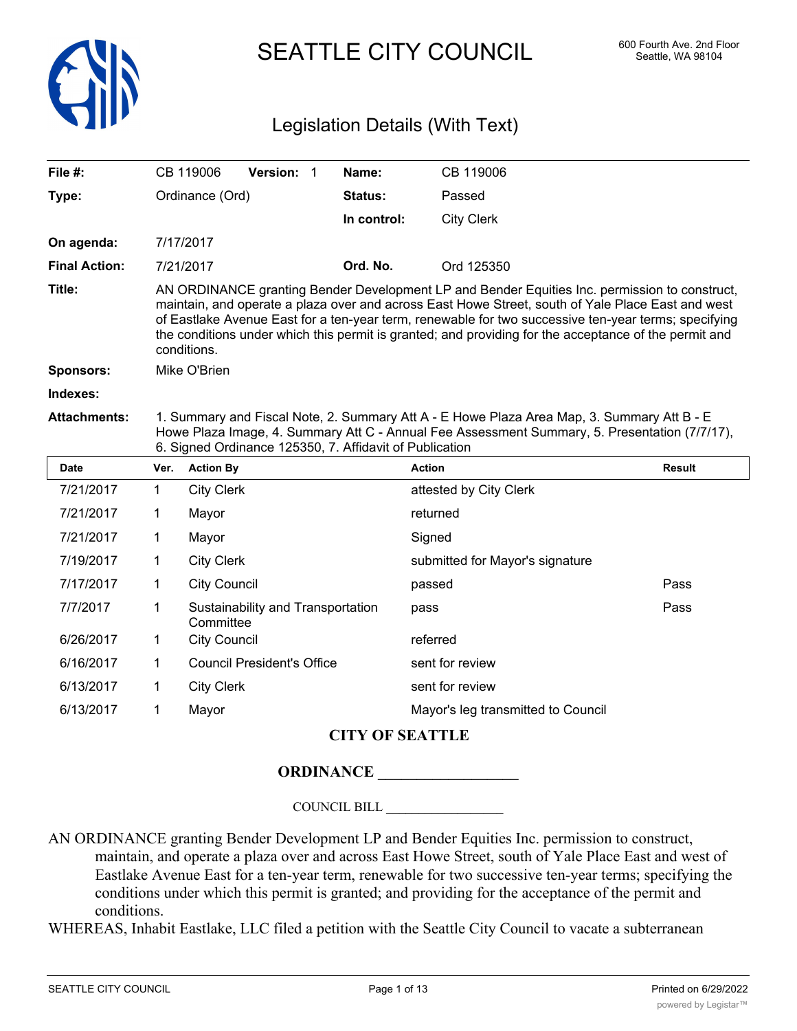# SEATTLE CITY COUNCIL

600 Fourth Ave. 2nd Floor
Seattle, WA 98104

## Legislation Details (With Text)

| | | | |
|---|---|---|---|
| **File #:** | CB 119006 **Version:** 1 | **Name:** | CB 119006 |
| **Type:** | Ordinance (Ord) | **Status:** | Passed |
| | | **In control:** | City Clerk |
| **On agenda:** | 7/17/2017 | | |
| **Final Action:** | 7/21/2017 | **Ord. No.** | Ord 125350 |

**Title:** AN ORDINANCE granting Bender Development LP and Bender Equities Inc. permission to construct, maintain, and operate a plaza over and across East Howe Street, south of Yale Place East and west of Eastlake Avenue East for a ten-year term, renewable for two successive ten-year terms; specifying the conditions under which this permit is granted; and providing for the acceptance of the permit and conditions.

**Sponsors:** Mike O'Brien

**Indexes:**

**Attachments:** 1. Summary and Fiscal Note, 2. Summary Att A - E Howe Plaza Area Map, 3. Summary Att B - E Howe Plaza Image, 4. Summary Att C - Annual Fee Assessment Summary, 5. Presentation (7/7/17), 6. Signed Ordinance 125350, 7. Affidavit of Publication

| Date | Ver. | Action By | Action | Result |
|---|---|---|---|---|
| 7/21/2017 | 1 | City Clerk | attested by City Clerk | |
| 7/21/2017 | 1 | Mayor | returned | |
| 7/21/2017 | 1 | Mayor | Signed | |
| 7/19/2017 | 1 | City Clerk | submitted for Mayor's signature | |
| 7/17/2017 | 1 | City Council | passed | Pass |
| 7/7/2017 | 1 | Sustainability and Transportation Committee | pass | Pass |
| 6/26/2017 | 1 | City Council | referred | |
| 6/16/2017 | 1 | Council President's Office | sent for review | |
| 6/13/2017 | 1 | City Clerk | sent for review | |
| 6/13/2017 | 1 | Mayor | Mayor's leg transmitted to Council | |

**CITY OF SEATTLE**

**ORDINANCE __________________**

COUNCIL BILL __________________

AN ORDINANCE granting Bender Development LP and Bender Equities Inc. permission to construct, maintain, and operate a plaza over and across East Howe Street, south of Yale Place East and west of Eastlake Avenue East for a ten-year term, renewable for two successive ten-year terms; specifying the conditions under which this permit is granted; and providing for the acceptance of the permit and conditions.

WHEREAS, Inhabit Eastlake, LLC filed a petition with the Seattle City Council to vacate a subterranean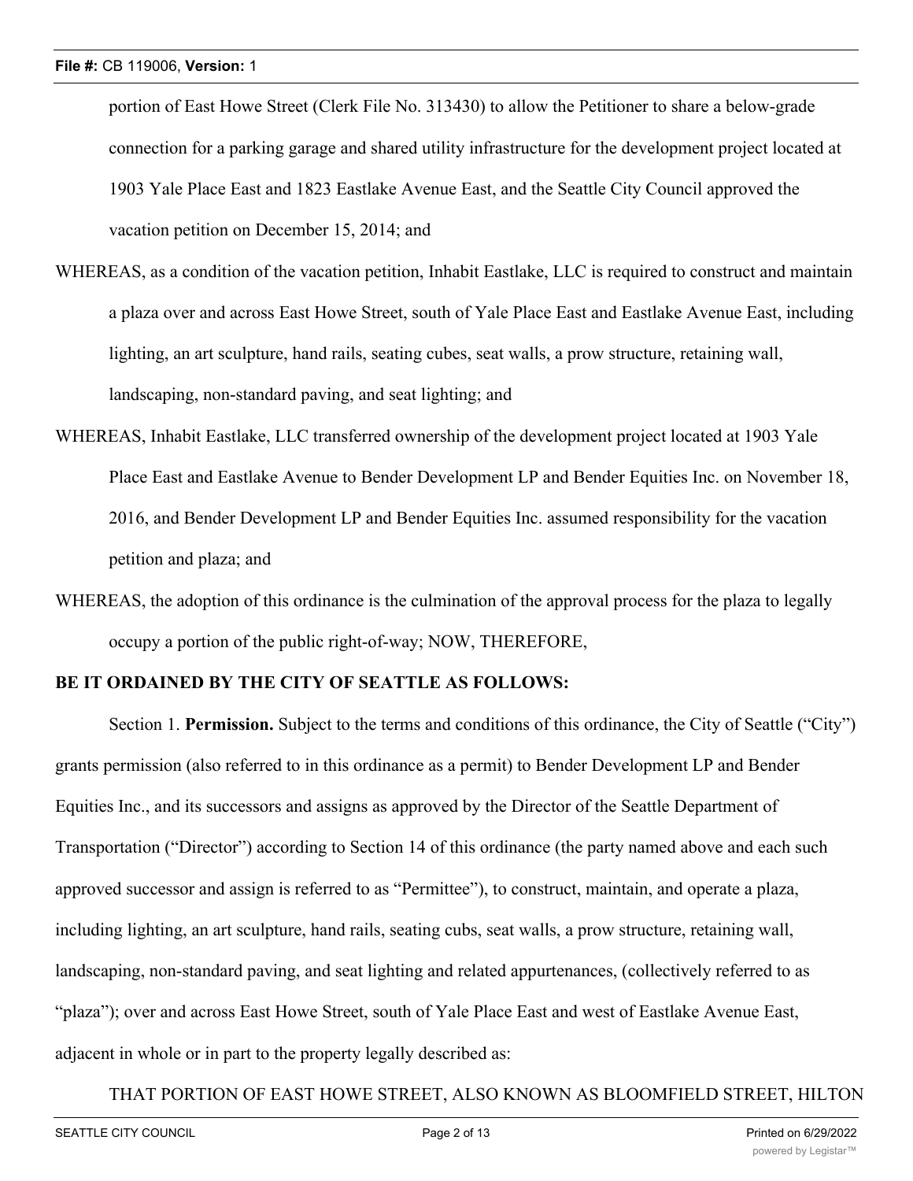portion of East Howe Street (Clerk File No. 313430) to allow the Petitioner to share a below-grade connection for a parking garage and shared utility infrastructure for the development project located at 1903 Yale Place East and 1823 Eastlake Avenue East, and the Seattle City Council approved the vacation petition on December 15, 2014; and

WHEREAS, as a condition of the vacation petition, Inhabit Eastlake, LLC is required to construct and maintain a plaza over and across East Howe Street, south of Yale Place East and Eastlake Avenue East, including lighting, an art sculpture, hand rails, seating cubes, seat walls, a prow structure, retaining wall, landscaping, non-standard paving, and seat lighting; and

WHEREAS, Inhabit Eastlake, LLC transferred ownership of the development project located at 1903 Yale Place East and Eastlake Avenue to Bender Development LP and Bender Equities Inc. on November 18, 2016, and Bender Development LP and Bender Equities Inc. assumed responsibility for the vacation petition and plaza; and

WHEREAS, the adoption of this ordinance is the culmination of the approval process for the plaza to legally occupy a portion of the public right-of-way; NOW, THEREFORE,

**BE IT ORDAINED BY THE CITY OF SEATTLE AS FOLLOWS:**

Section 1. **Permission.** Subject to the terms and conditions of this ordinance, the City of Seattle ("City") grants permission (also referred to in this ordinance as a permit) to Bender Development LP and Bender Equities Inc., and its successors and assigns as approved by the Director of the Seattle Department of Transportation ("Director") according to Section 14 of this ordinance (the party named above and each such approved successor and assign is referred to as "Permittee"), to construct, maintain, and operate a plaza, including lighting, an art sculpture, hand rails, seating cubs, seat walls, a prow structure, retaining wall, landscaping, non-standard paving, and seat lighting and related appurtenances, (collectively referred to as "plaza"); over and across East Howe Street, south of Yale Place East and west of Eastlake Avenue East, adjacent in whole or in part to the property legally described as:

THAT PORTION OF EAST HOWE STREET, ALSO KNOWN AS BLOOMFIELD STREET, HILTON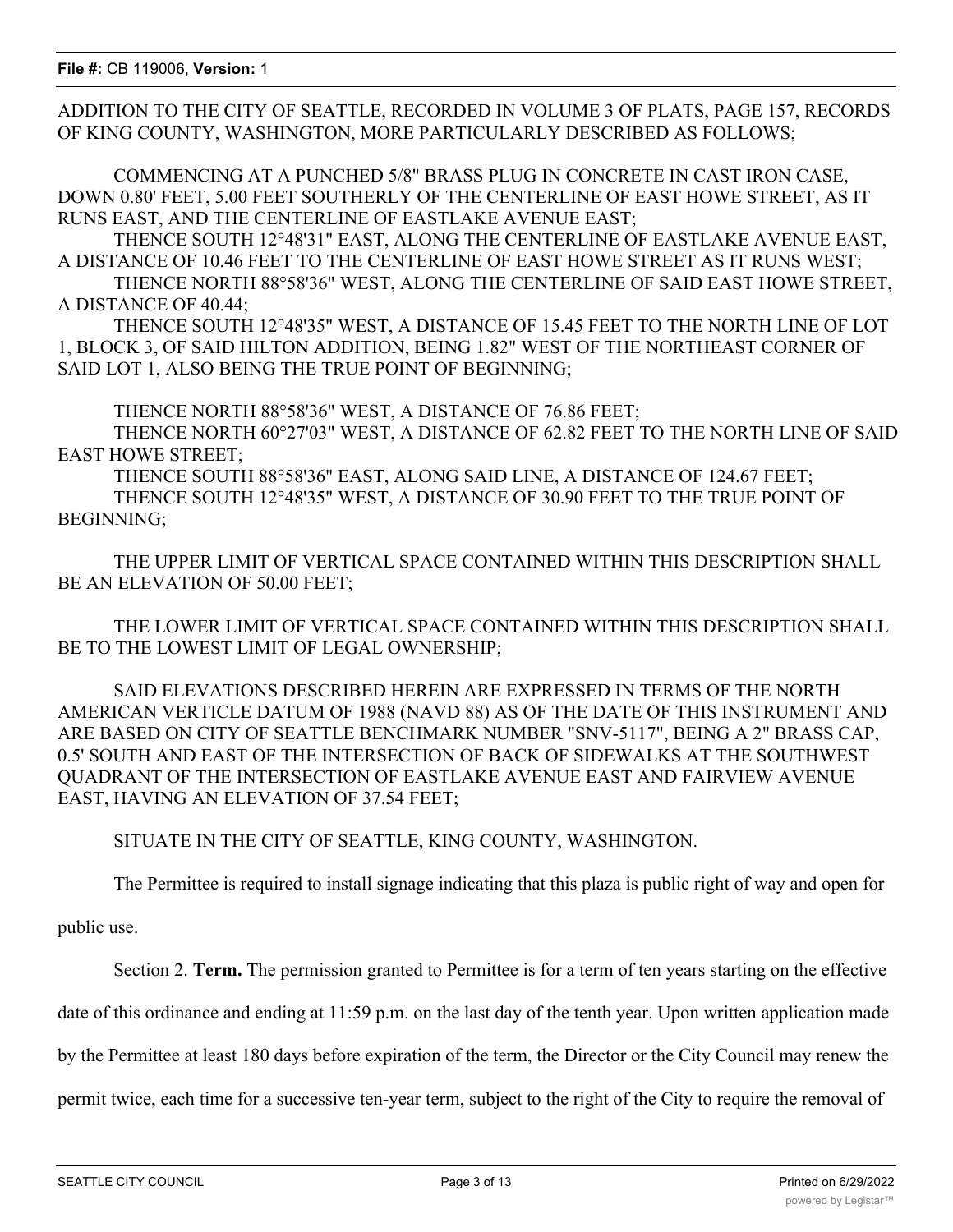ADDITION TO THE CITY OF SEATTLE, RECORDED IN VOLUME 3 OF PLATS, PAGE 157, RECORDS OF KING COUNTY, WASHINGTON, MORE PARTICULARLY DESCRIBED AS FOLLOWS;

COMMENCING AT A PUNCHED 5/8" BRASS PLUG IN CONCRETE IN CAST IRON CASE, DOWN 0.80' FEET, 5.00 FEET SOUTHERLY OF THE CENTERLINE OF EAST HOWE STREET, AS IT RUNS EAST, AND THE CENTERLINE OF EASTLAKE AVENUE EAST;

THENCE SOUTH 12°48'31" EAST, ALONG THE CENTERLINE OF EASTLAKE AVENUE EAST, A DISTANCE OF 10.46 FEET TO THE CENTERLINE OF EAST HOWE STREET AS IT RUNS WEST;

THENCE NORTH 88°58'36" WEST, ALONG THE CENTERLINE OF SAID EAST HOWE STREET, A DISTANCE OF 40.44;

THENCE SOUTH 12°48'35" WEST, A DISTANCE OF 15.45 FEET TO THE NORTH LINE OF LOT 1, BLOCK 3, OF SAID HILTON ADDITION, BEING 1.82" WEST OF THE NORTHEAST CORNER OF SAID LOT 1, ALSO BEING THE TRUE POINT OF BEGINNING;

THENCE NORTH 88°58'36" WEST, A DISTANCE OF 76.86 FEET;

THENCE NORTH 60°27'03" WEST, A DISTANCE OF 62.82 FEET TO THE NORTH LINE OF SAID EAST HOWE STREET;

THENCE SOUTH 88°58'36" EAST, ALONG SAID LINE, A DISTANCE OF 124.67 FEET;

THENCE SOUTH 12°48'35" WEST, A DISTANCE OF 30.90 FEET TO THE TRUE POINT OF BEGINNING;

THE UPPER LIMIT OF VERTICAL SPACE CONTAINED WITHIN THIS DESCRIPTION SHALL BE AN ELEVATION OF 50.00 FEET;

THE LOWER LIMIT OF VERTICAL SPACE CONTAINED WITHIN THIS DESCRIPTION SHALL BE TO THE LOWEST LIMIT OF LEGAL OWNERSHIP;

SAID ELEVATIONS DESCRIBED HEREIN ARE EXPRESSED IN TERMS OF THE NORTH AMERICAN VERTICLE DATUM OF 1988 (NAVD 88) AS OF THE DATE OF THIS INSTRUMENT AND ARE BASED ON CITY OF SEATTLE BENCHMARK NUMBER "SNV-5117", BEING A 2" BRASS CAP, 0.5' SOUTH AND EAST OF THE INTERSECTION OF BACK OF SIDEWALKS AT THE SOUTHWEST QUADRANT OF THE INTERSECTION OF EASTLAKE AVENUE EAST AND FAIRVIEW AVENUE EAST, HAVING AN ELEVATION OF 37.54 FEET;

SITUATE IN THE CITY OF SEATTLE, KING COUNTY, WASHINGTON.

The Permittee is required to install signage indicating that this plaza is public right of way and open for public use.

Section 2. **Term.** The permission granted to Permittee is for a term of ten years starting on the effective date of this ordinance and ending at 11:59 p.m. on the last day of the tenth year. Upon written application made by the Permittee at least 180 days before expiration of the term, the Director or the City Council may renew the permit twice, each time for a successive ten-year term, subject to the right of the City to require the removal of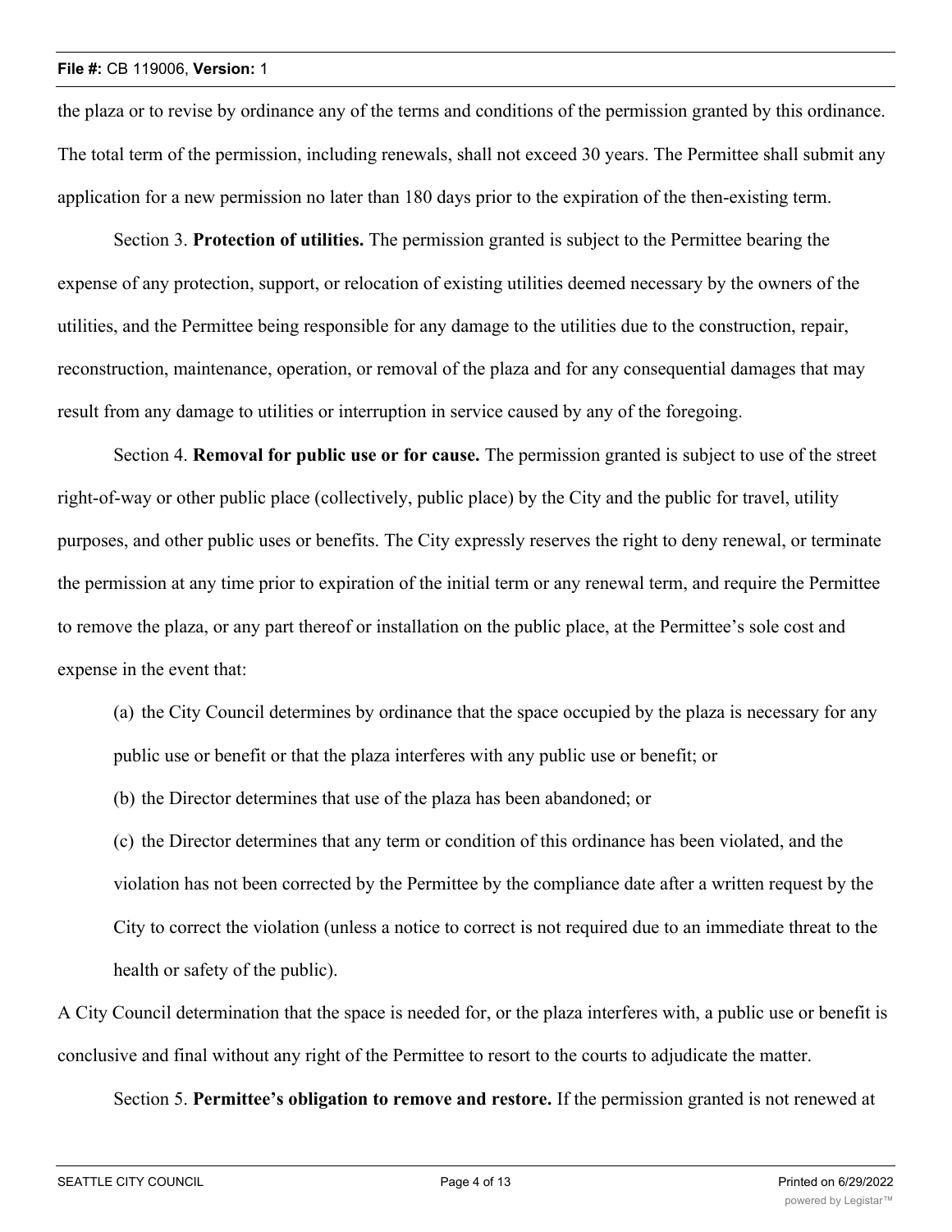the plaza or to revise by ordinance any of the terms and conditions of the permission granted by this ordinance. The total term of the permission, including renewals, shall not exceed 30 years. The Permittee shall submit any application for a new permission no later than 180 days prior to the expiration of the then-existing term.

Section 3. **Protection of utilities.** The permission granted is subject to the Permittee bearing the expense of any protection, support, or relocation of existing utilities deemed necessary by the owners of the utilities, and the Permittee being responsible for any damage to the utilities due to the construction, repair, reconstruction, maintenance, operation, or removal of the plaza and for any consequential damages that may result from any damage to utilities or interruption in service caused by any of the foregoing.

Section 4. **Removal for public use or for cause.** The permission granted is subject to use of the street right-of-way or other public place (collectively, public place) by the City and the public for travel, utility purposes, and other public uses or benefits. The City expressly reserves the right to deny renewal, or terminate the permission at any time prior to expiration of the initial term or any renewal term, and require the Permittee to remove the plaza, or any part thereof or installation on the public place, at the Permittee's sole cost and expense in the event that:

(a) the City Council determines by ordinance that the space occupied by the plaza is necessary for any public use or benefit or that the plaza interferes with any public use or benefit; or

(b) the Director determines that use of the plaza has been abandoned; or

(c) the Director determines that any term or condition of this ordinance has been violated, and the violation has not been corrected by the Permittee by the compliance date after a written request by the City to correct the violation (unless a notice to correct is not required due to an immediate threat to the health or safety of the public).

A City Council determination that the space is needed for, or the plaza interferes with, a public use or benefit is conclusive and final without any right of the Permittee to resort to the courts to adjudicate the matter.

Section 5. **Permittee's obligation to remove and restore.** If the permission granted is not renewed at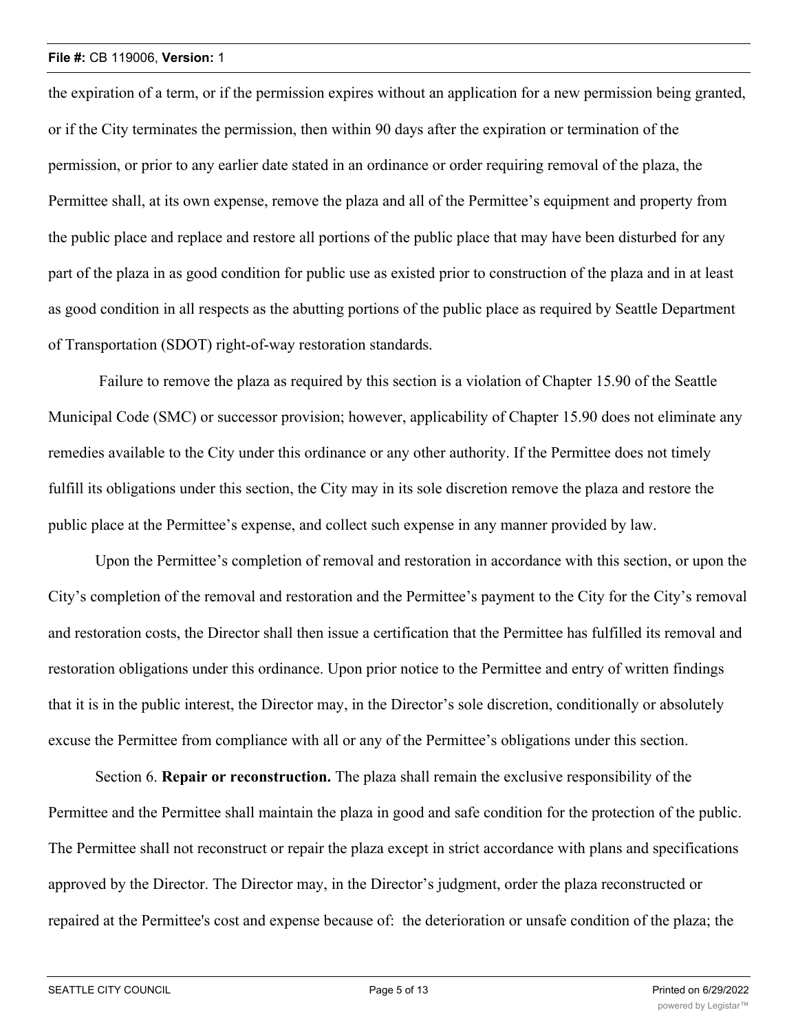the expiration of a term, or if the permission expires without an application for a new permission being granted, or if the City terminates the permission, then within 90 days after the expiration or termination of the permission, or prior to any earlier date stated in an ordinance or order requiring removal of the plaza, the Permittee shall, at its own expense, remove the plaza and all of the Permittee's equipment and property from the public place and replace and restore all portions of the public place that may have been disturbed for any part of the plaza in as good condition for public use as existed prior to construction of the plaza and in at least as good condition in all respects as the abutting portions of the public place as required by Seattle Department of Transportation (SDOT) right-of-way restoration standards.

Failure to remove the plaza as required by this section is a violation of Chapter 15.90 of the Seattle Municipal Code (SMC) or successor provision; however, applicability of Chapter 15.90 does not eliminate any remedies available to the City under this ordinance or any other authority. If the Permittee does not timely fulfill its obligations under this section, the City may in its sole discretion remove the plaza and restore the public place at the Permittee's expense, and collect such expense in any manner provided by law.

Upon the Permittee's completion of removal and restoration in accordance with this section, or upon the City's completion of the removal and restoration and the Permittee's payment to the City for the City's removal and restoration costs, the Director shall then issue a certification that the Permittee has fulfilled its removal and restoration obligations under this ordinance. Upon prior notice to the Permittee and entry of written findings that it is in the public interest, the Director may, in the Director's sole discretion, conditionally or absolutely excuse the Permittee from compliance with all or any of the Permittee's obligations under this section.

Section 6. **Repair or reconstruction.** The plaza shall remain the exclusive responsibility of the Permittee and the Permittee shall maintain the plaza in good and safe condition for the protection of the public. The Permittee shall not reconstruct or repair the plaza except in strict accordance with plans and specifications approved by the Director. The Director may, in the Director's judgment, order the plaza reconstructed or repaired at the Permittee's cost and expense because of: the deterioration or unsafe condition of the plaza; the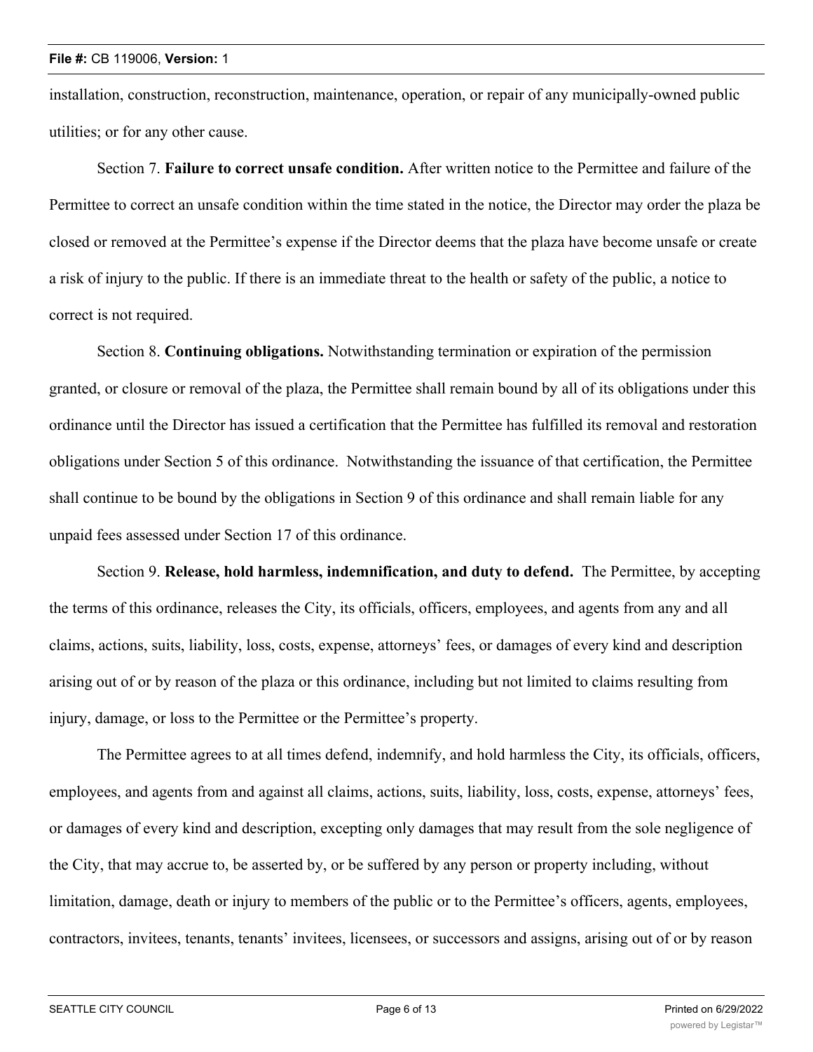installation, construction, reconstruction, maintenance, operation, or repair of any municipally-owned public utilities; or for any other cause.

Section 7. **Failure to correct unsafe condition.** After written notice to the Permittee and failure of the Permittee to correct an unsafe condition within the time stated in the notice, the Director may order the plaza be closed or removed at the Permittee's expense if the Director deems that the plaza have become unsafe or create a risk of injury to the public. If there is an immediate threat to the health or safety of the public, a notice to correct is not required.

Section 8. **Continuing obligations.** Notwithstanding termination or expiration of the permission granted, or closure or removal of the plaza, the Permittee shall remain bound by all of its obligations under this ordinance until the Director has issued a certification that the Permittee has fulfilled its removal and restoration obligations under Section 5 of this ordinance. Notwithstanding the issuance of that certification, the Permittee shall continue to be bound by the obligations in Section 9 of this ordinance and shall remain liable for any unpaid fees assessed under Section 17 of this ordinance.

Section 9. **Release, hold harmless, indemnification, and duty to defend.** The Permittee, by accepting the terms of this ordinance, releases the City, its officials, officers, employees, and agents from any and all claims, actions, suits, liability, loss, costs, expense, attorneys' fees, or damages of every kind and description arising out of or by reason of the plaza or this ordinance, including but not limited to claims resulting from injury, damage, or loss to the Permittee or the Permittee's property.

The Permittee agrees to at all times defend, indemnify, and hold harmless the City, its officials, officers, employees, and agents from and against all claims, actions, suits, liability, loss, costs, expense, attorneys' fees, or damages of every kind and description, excepting only damages that may result from the sole negligence of the City, that may accrue to, be asserted by, or be suffered by any person or property including, without limitation, damage, death or injury to members of the public or to the Permittee's officers, agents, employees, contractors, invitees, tenants, tenants' invitees, licensees, or successors and assigns, arising out of or by reason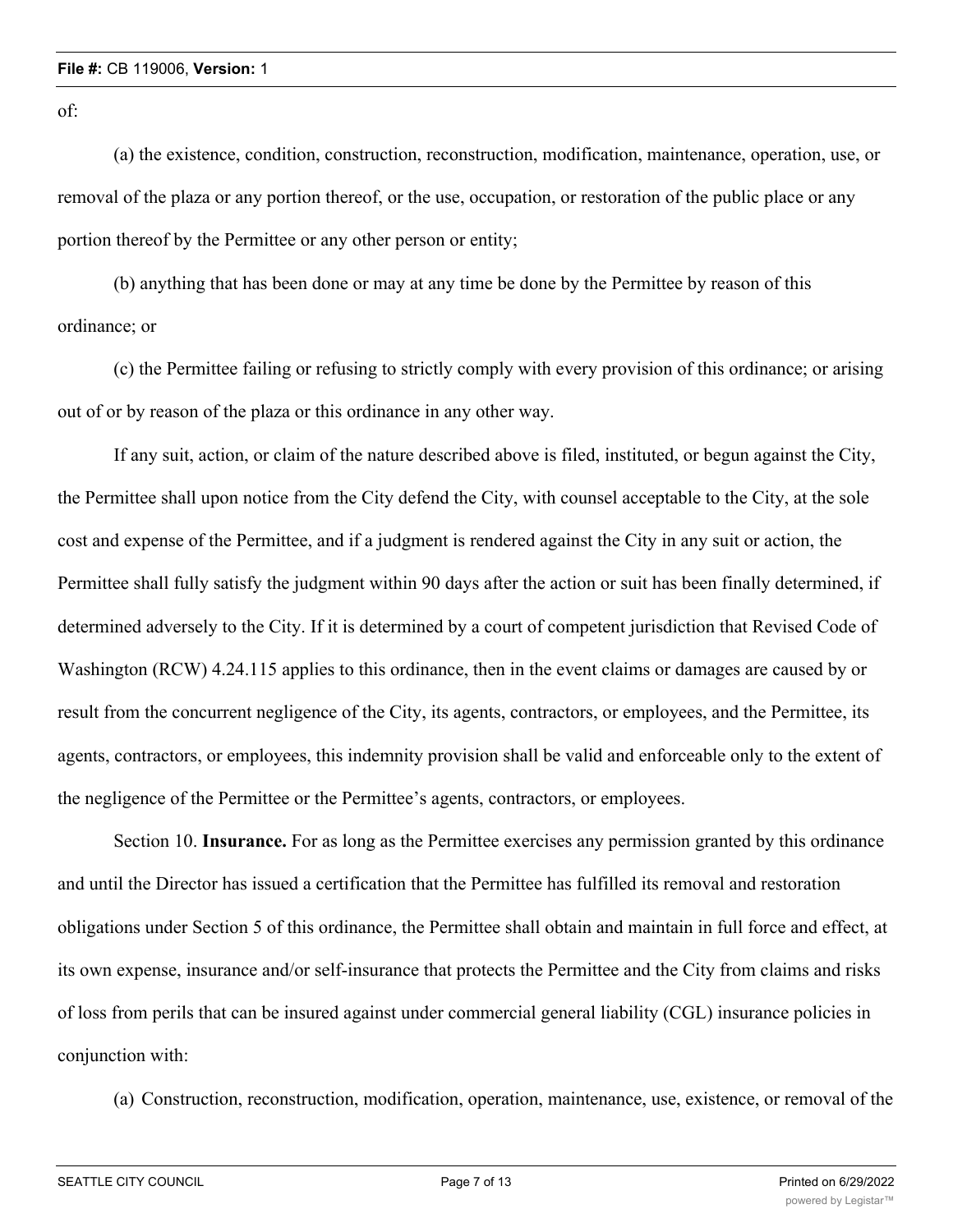of:

(a) the existence, condition, construction, reconstruction, modification, maintenance, operation, use, or removal of the plaza or any portion thereof, or the use, occupation, or restoration of the public place or any portion thereof by the Permittee or any other person or entity;

(b) anything that has been done or may at any time be done by the Permittee by reason of this ordinance; or

(c) the Permittee failing or refusing to strictly comply with every provision of this ordinance; or arising out of or by reason of the plaza or this ordinance in any other way.

If any suit, action, or claim of the nature described above is filed, instituted, or begun against the City, the Permittee shall upon notice from the City defend the City, with counsel acceptable to the City, at the sole cost and expense of the Permittee, and if a judgment is rendered against the City in any suit or action, the Permittee shall fully satisfy the judgment within 90 days after the action or suit has been finally determined, if determined adversely to the City. If it is determined by a court of competent jurisdiction that Revised Code of Washington (RCW) 4.24.115 applies to this ordinance, then in the event claims or damages are caused by or result from the concurrent negligence of the City, its agents, contractors, or employees, and the Permittee, its agents, contractors, or employees, this indemnity provision shall be valid and enforceable only to the extent of the negligence of the Permittee or the Permittee's agents, contractors, or employees.

Section 10. **Insurance.** For as long as the Permittee exercises any permission granted by this ordinance and until the Director has issued a certification that the Permittee has fulfilled its removal and restoration obligations under Section 5 of this ordinance, the Permittee shall obtain and maintain in full force and effect, at its own expense, insurance and/or self-insurance that protects the Permittee and the City from claims and risks of loss from perils that can be insured against under commercial general liability (CGL) insurance policies in conjunction with:

(a) Construction, reconstruction, modification, operation, maintenance, use, existence, or removal of the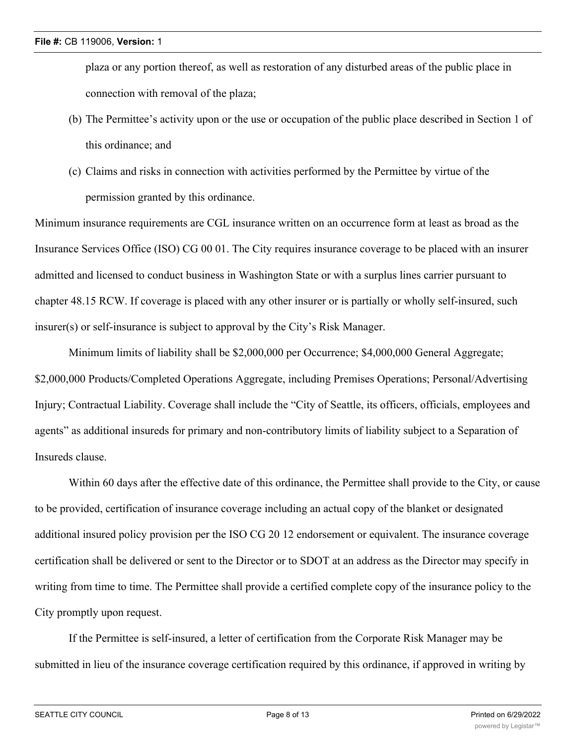plaza or any portion thereof, as well as restoration of any disturbed areas of the public place in connection with removal of the plaza;

(b) The Permittee's activity upon or the use or occupation of the public place described in Section 1 of this ordinance; and

(c) Claims and risks in connection with activities performed by the Permittee by virtue of the permission granted by this ordinance.

Minimum insurance requirements are CGL insurance written on an occurrence form at least as broad as the Insurance Services Office (ISO) CG 00 01. The City requires insurance coverage to be placed with an insurer admitted and licensed to conduct business in Washington State or with a surplus lines carrier pursuant to chapter 48.15 RCW. If coverage is placed with any other insurer or is partially or wholly self-insured, such insurer(s) or self-insurance is subject to approval by the City's Risk Manager.

Minimum limits of liability shall be $2,000,000 per Occurrence; $4,000,000 General Aggregate; $2,000,000 Products/Completed Operations Aggregate, including Premises Operations; Personal/Advertising Injury; Contractual Liability. Coverage shall include the "City of Seattle, its officers, officials, employees and agents" as additional insureds for primary and non-contributory limits of liability subject to a Separation of Insureds clause.

Within 60 days after the effective date of this ordinance, the Permittee shall provide to the City, or cause to be provided, certification of insurance coverage including an actual copy of the blanket or designated additional insured policy provision per the ISO CG 20 12 endorsement or equivalent. The insurance coverage certification shall be delivered or sent to the Director or to SDOT at an address as the Director may specify in writing from time to time. The Permittee shall provide a certified complete copy of the insurance policy to the City promptly upon request.

If the Permittee is self-insured, a letter of certification from the Corporate Risk Manager may be submitted in lieu of the insurance coverage certification required by this ordinance, if approved in writing by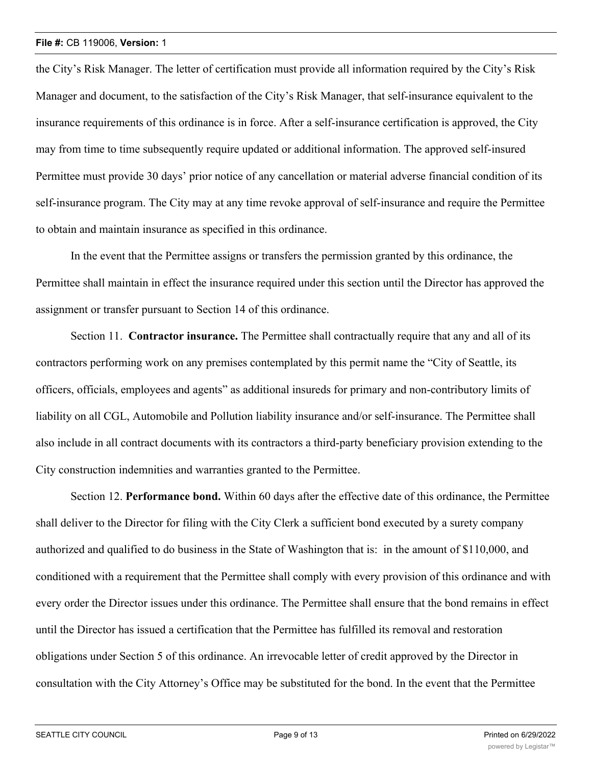the City's Risk Manager. The letter of certification must provide all information required by the City's Risk Manager and document, to the satisfaction of the City's Risk Manager, that self-insurance equivalent to the insurance requirements of this ordinance is in force. After a self-insurance certification is approved, the City may from time to time subsequently require updated or additional information. The approved self-insured Permittee must provide 30 days' prior notice of any cancellation or material adverse financial condition of its self-insurance program. The City may at any time revoke approval of self-insurance and require the Permittee to obtain and maintain insurance as specified in this ordinance.

In the event that the Permittee assigns or transfers the permission granted by this ordinance, the Permittee shall maintain in effect the insurance required under this section until the Director has approved the assignment or transfer pursuant to Section 14 of this ordinance.

Section 11. **Contractor insurance.** The Permittee shall contractually require that any and all of its contractors performing work on any premises contemplated by this permit name the "City of Seattle, its officers, officials, employees and agents" as additional insureds for primary and non-contributory limits of liability on all CGL, Automobile and Pollution liability insurance and/or self-insurance. The Permittee shall also include in all contract documents with its contractors a third-party beneficiary provision extending to the City construction indemnities and warranties granted to the Permittee.

Section 12. **Performance bond.** Within 60 days after the effective date of this ordinance, the Permittee shall deliver to the Director for filing with the City Clerk a sufficient bond executed by a surety company authorized and qualified to do business in the State of Washington that is: in the amount of $110,000, and conditioned with a requirement that the Permittee shall comply with every provision of this ordinance and with every order the Director issues under this ordinance. The Permittee shall ensure that the bond remains in effect until the Director has issued a certification that the Permittee has fulfilled its removal and restoration obligations under Section 5 of this ordinance. An irrevocable letter of credit approved by the Director in consultation with the City Attorney's Office may be substituted for the bond. In the event that the Permittee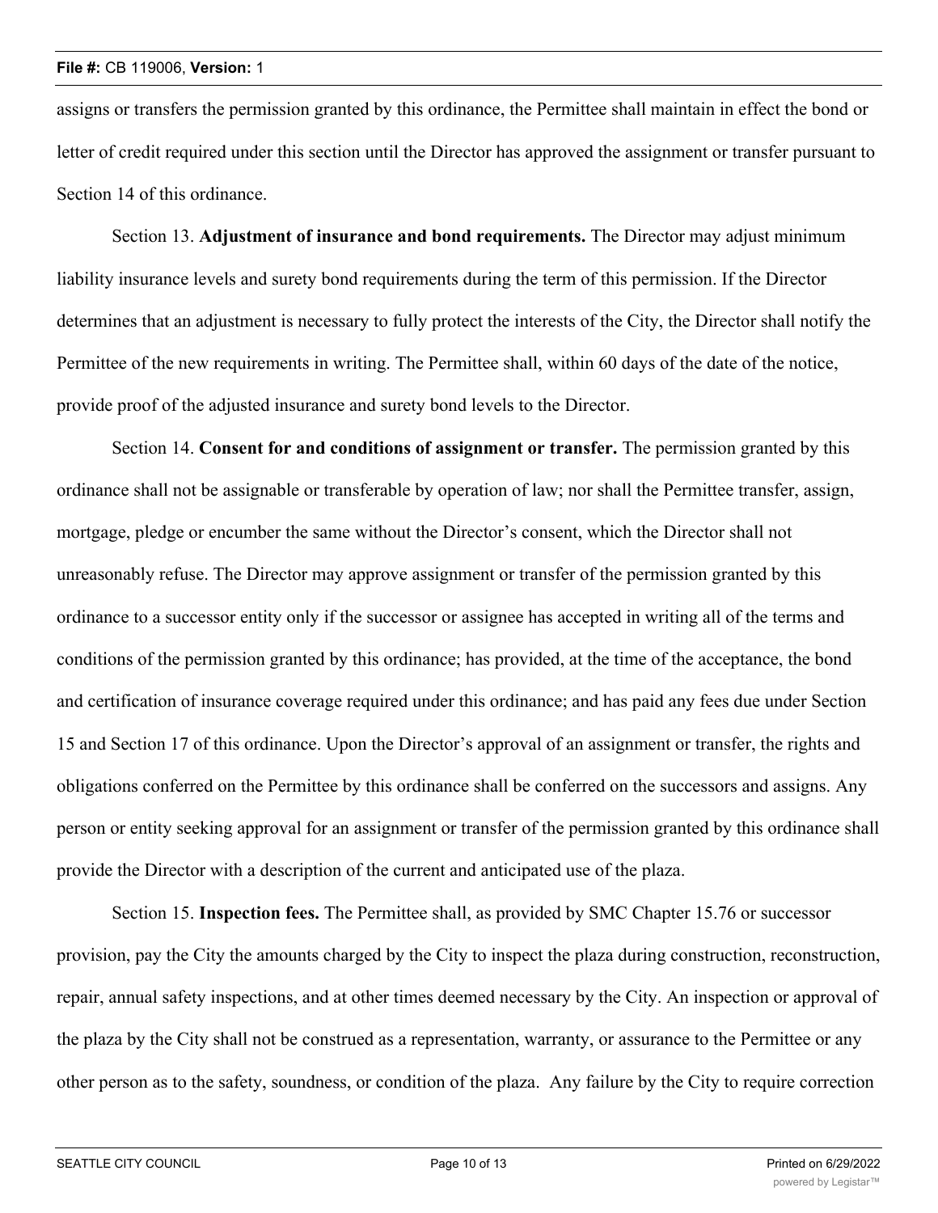assigns or transfers the permission granted by this ordinance, the Permittee shall maintain in effect the bond or letter of credit required under this section until the Director has approved the assignment or transfer pursuant to Section 14 of this ordinance.

Section 13. **Adjustment of insurance and bond requirements.** The Director may adjust minimum liability insurance levels and surety bond requirements during the term of this permission. If the Director determines that an adjustment is necessary to fully protect the interests of the City, the Director shall notify the Permittee of the new requirements in writing. The Permittee shall, within 60 days of the date of the notice, provide proof of the adjusted insurance and surety bond levels to the Director.

Section 14. **Consent for and conditions of assignment or transfer.** The permission granted by this ordinance shall not be assignable or transferable by operation of law; nor shall the Permittee transfer, assign, mortgage, pledge or encumber the same without the Director's consent, which the Director shall not unreasonably refuse. The Director may approve assignment or transfer of the permission granted by this ordinance to a successor entity only if the successor or assignee has accepted in writing all of the terms and conditions of the permission granted by this ordinance; has provided, at the time of the acceptance, the bond and certification of insurance coverage required under this ordinance; and has paid any fees due under Section 15 and Section 17 of this ordinance. Upon the Director's approval of an assignment or transfer, the rights and obligations conferred on the Permittee by this ordinance shall be conferred on the successors and assigns. Any person or entity seeking approval for an assignment or transfer of the permission granted by this ordinance shall provide the Director with a description of the current and anticipated use of the plaza.

Section 15. **Inspection fees.** The Permittee shall, as provided by SMC Chapter 15.76 or successor provision, pay the City the amounts charged by the City to inspect the plaza during construction, reconstruction, repair, annual safety inspections, and at other times deemed necessary by the City. An inspection or approval of the plaza by the City shall not be construed as a representation, warranty, or assurance to the Permittee or any other person as to the safety, soundness, or condition of the plaza. Any failure by the City to require correction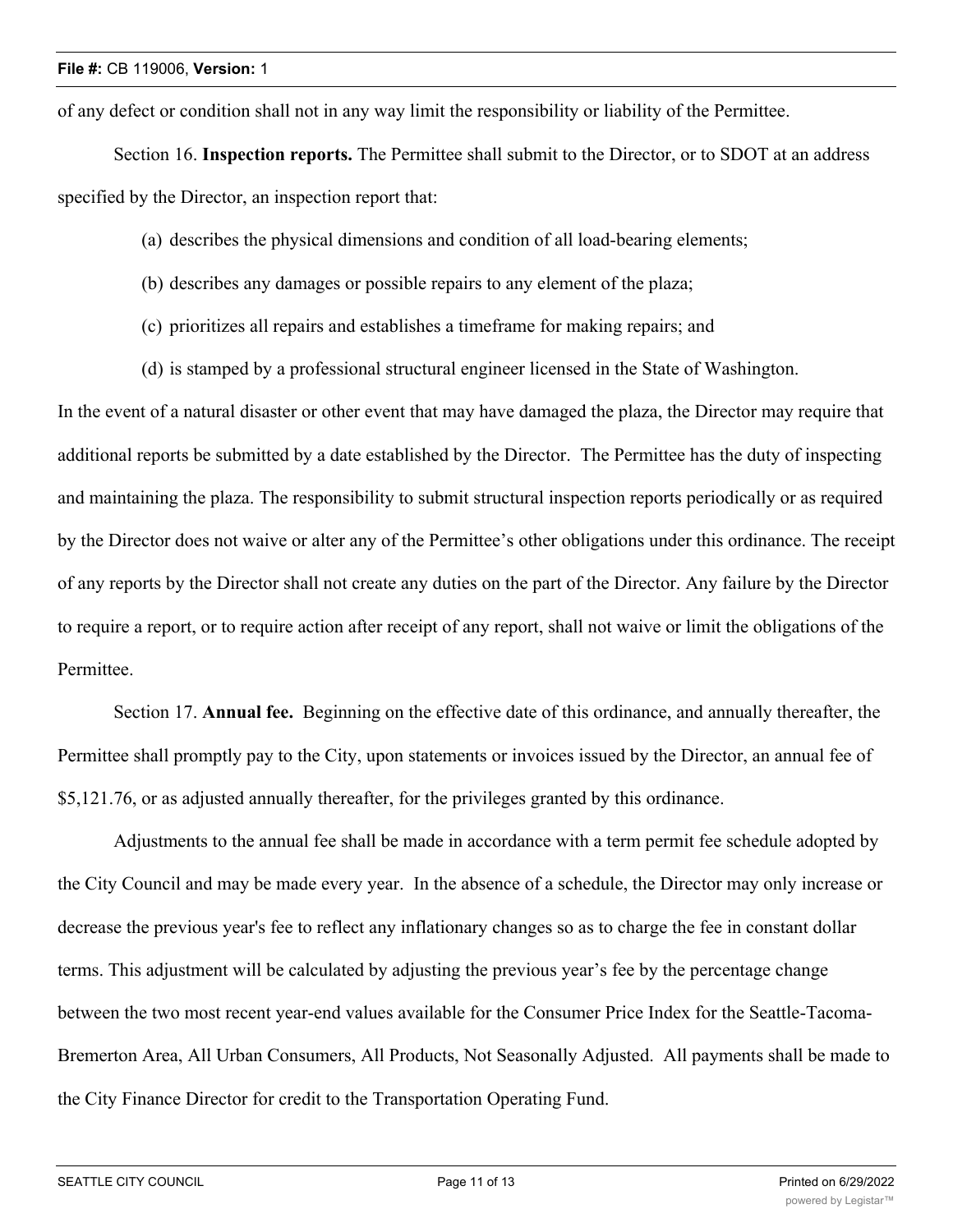of any defect or condition shall not in any way limit the responsibility or liability of the Permittee.

Section 16. **Inspection reports.** The Permittee shall submit to the Director, or to SDOT at an address specified by the Director, an inspection report that:

(a) describes the physical dimensions and condition of all load-bearing elements;

(b) describes any damages or possible repairs to any element of the plaza;

(c) prioritizes all repairs and establishes a timeframe for making repairs; and

(d) is stamped by a professional structural engineer licensed in the State of Washington.

In the event of a natural disaster or other event that may have damaged the plaza, the Director may require that additional reports be submitted by a date established by the Director. The Permittee has the duty of inspecting and maintaining the plaza. The responsibility to submit structural inspection reports periodically or as required by the Director does not waive or alter any of the Permittee's other obligations under this ordinance. The receipt of any reports by the Director shall not create any duties on the part of the Director. Any failure by the Director to require a report, or to require action after receipt of any report, shall not waive or limit the obligations of the Permittee.

Section 17. **Annual fee.** Beginning on the effective date of this ordinance, and annually thereafter, the Permittee shall promptly pay to the City, upon statements or invoices issued by the Director, an annual fee of $5,121.76, or as adjusted annually thereafter, for the privileges granted by this ordinance.

Adjustments to the annual fee shall be made in accordance with a term permit fee schedule adopted by the City Council and may be made every year. In the absence of a schedule, the Director may only increase or decrease the previous year's fee to reflect any inflationary changes so as to charge the fee in constant dollar terms. This adjustment will be calculated by adjusting the previous year's fee by the percentage change between the two most recent year-end values available for the Consumer Price Index for the Seattle-Tacoma-Bremerton Area, All Urban Consumers, All Products, Not Seasonally Adjusted. All payments shall be made to the City Finance Director for credit to the Transportation Operating Fund.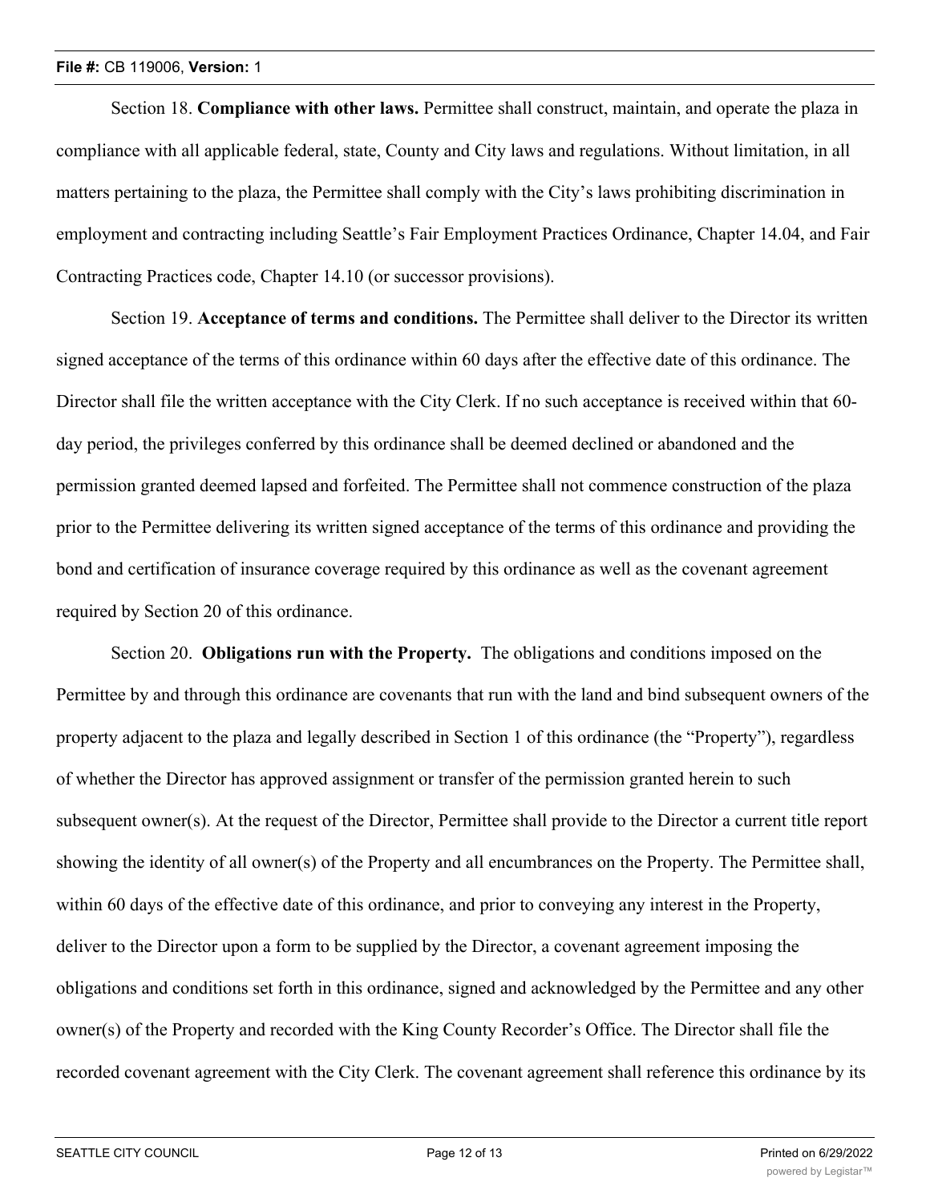Section 18. **Compliance with other laws.** Permittee shall construct, maintain, and operate the plaza in compliance with all applicable federal, state, County and City laws and regulations. Without limitation, in all matters pertaining to the plaza, the Permittee shall comply with the City's laws prohibiting discrimination in employment and contracting including Seattle's Fair Employment Practices Ordinance, Chapter 14.04, and Fair Contracting Practices code, Chapter 14.10 (or successor provisions).

Section 19. **Acceptance of terms and conditions.** The Permittee shall deliver to the Director its written signed acceptance of the terms of this ordinance within 60 days after the effective date of this ordinance. The Director shall file the written acceptance with the City Clerk. If no such acceptance is received within that 60-day period, the privileges conferred by this ordinance shall be deemed declined or abandoned and the permission granted deemed lapsed and forfeited. The Permittee shall not commence construction of the plaza prior to the Permittee delivering its written signed acceptance of the terms of this ordinance and providing the bond and certification of insurance coverage required by this ordinance as well as the covenant agreement required by Section 20 of this ordinance.

Section 20. **Obligations run with the Property.** The obligations and conditions imposed on the Permittee by and through this ordinance are covenants that run with the land and bind subsequent owners of the property adjacent to the plaza and legally described in Section 1 of this ordinance (the "Property"), regardless of whether the Director has approved assignment or transfer of the permission granted herein to such subsequent owner(s). At the request of the Director, Permittee shall provide to the Director a current title report showing the identity of all owner(s) of the Property and all encumbrances on the Property. The Permittee shall, within 60 days of the effective date of this ordinance, and prior to conveying any interest in the Property, deliver to the Director upon a form to be supplied by the Director, a covenant agreement imposing the obligations and conditions set forth in this ordinance, signed and acknowledged by the Permittee and any other owner(s) of the Property and recorded with the King County Recorder's Office. The Director shall file the recorded covenant agreement with the City Clerk. The covenant agreement shall reference this ordinance by its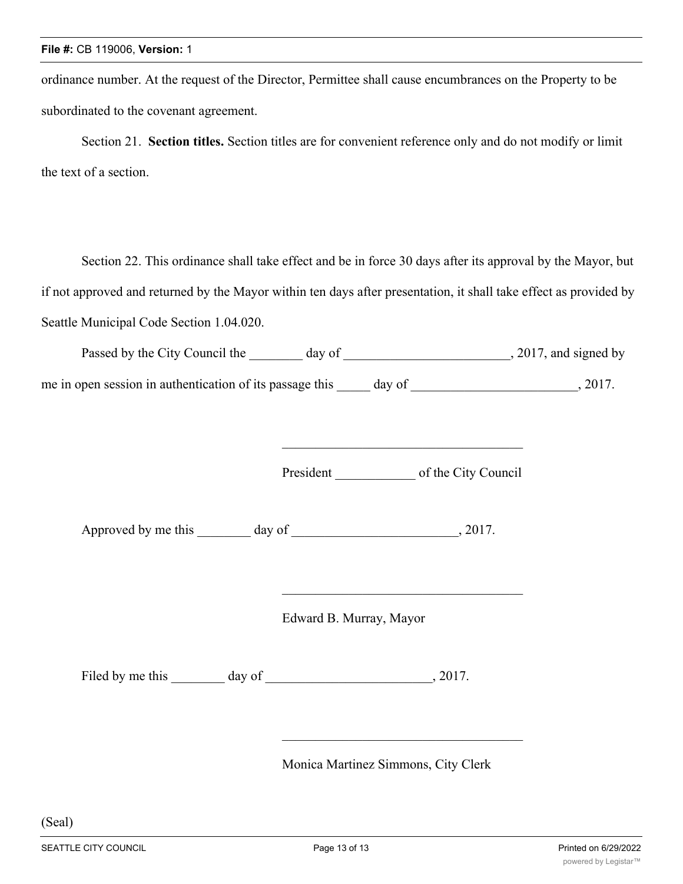ordinance number. At the request of the Director, Permittee shall cause encumbrances on the Property to be subordinated to the covenant agreement.

Section 21. **Section titles.** Section titles are for convenient reference only and do not modify or limit the text of a section.

Section 22. This ordinance shall take effect and be in force 30 days after its approval by the Mayor, but if not approved and returned by the Mayor within ten days after presentation, it shall take effect as provided by Seattle Municipal Code Section 1.04.020.

Passed by the City Council the ________ day of _________________________, 2017, and signed by me in open session in authentication of its passage this _____ day of _________________________, 2017.

_____________________________________

President ____________ of the City Council

Approved by me this ________ day of _________________________, 2017.

_____________________________________

Edward B. Murray, Mayor

Filed by me this ________ day of _________________________, 2017.

_____________________________________

Monica Martinez Simmons, City Clerk

(Seal)